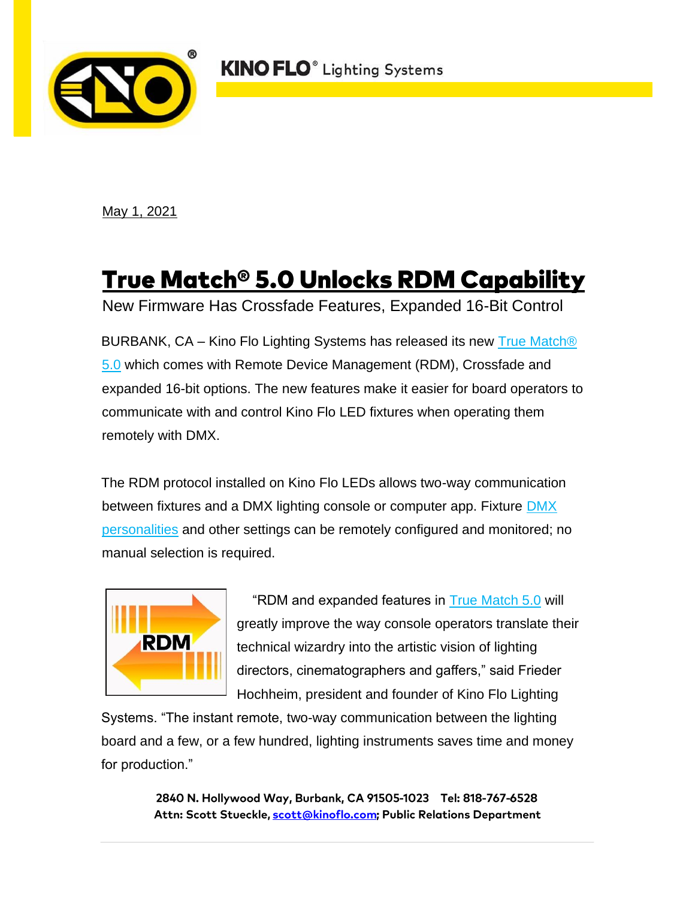KINO FLO® Lighting Systems

May 1, 2021

# True Match® 5.0 Unlocks RDM Capability

New Firmware Has Crossfade Features, Expanded 16-Bit Control

BURBANK, CA – Kino Flo Lighting Systems has released its new True Match® 5.0 which comes with Remote Device Management (RDM), Crossfade and expanded 16-bit options. The new features make it easier for board operators to communicate with and control Kino Flo LED fixtures when operating them remotely with DMX.

The RDM protocol installed on Kino Flo LEDs allows two-way communication between fixtures and a DMX lighting console or computer app. Fixture DMX personalities and other settings can be remotely configured and monitored; no manual selection is required.

"RDM and expanded features in True Match 5.0 will greatly improve the way console operators translate their technical wizardry into the artistic vision of lighting directors, cinematographers and gaffers," said Frieder Hochheim, president and founder of Kino Flo Lighting Systems. "The instant remote, two-way communication between the lighting board and a few, or a few hundred, lighting instruments saves time and money for production."

**2840 N. Hollywood Way, Burbank, CA 91505-1023 Tel: 818-767-6528**
**Attn: Scott Stueckle, scott@kinoflo.com; Public Relations Department**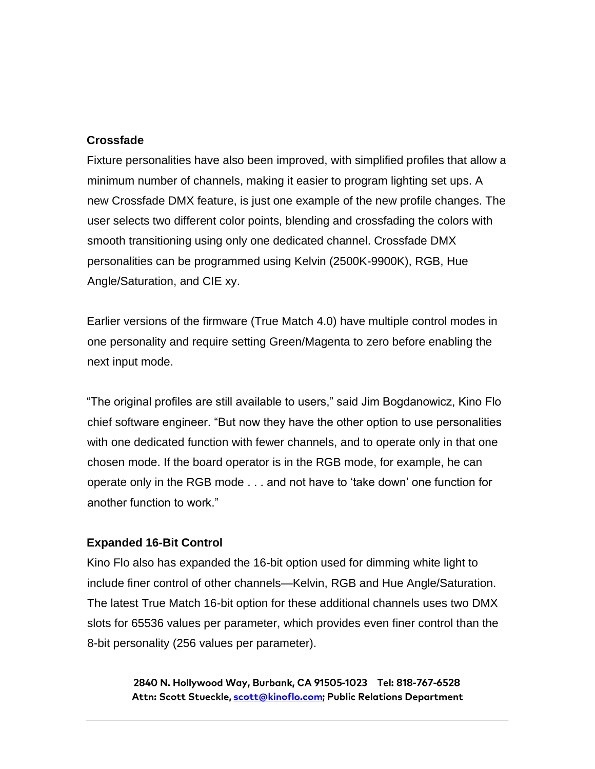### Crossfade

Fixture personalities have also been improved, with simplified profiles that allow a minimum number of channels, making it easier to program lighting set ups. A new Crossfade DMX feature, is just one example of the new profile changes. The user selects two different color points, blending and crossfading the colors with smooth transitioning using only one dedicated channel. Crossfade DMX personalities can be programmed using Kelvin (2500K-9900K), RGB, Hue Angle/Saturation, and CIE xy.

Earlier versions of the firmware (True Match 4.0) have multiple control modes in one personality and require setting Green/Magenta to zero before enabling the next input mode.

“The original profiles are still available to users,” said Jim Bogdanowicz, Kino Flo chief software engineer. “But now they have the other option to use personalities with one dedicated function with fewer channels, and to operate only in that one chosen mode. If the board operator is in the RGB mode, for example, he can operate only in the RGB mode . . . and not have to ‘take down’ one function for another function to work.”

### Expanded 16-Bit Control

Kino Flo also has expanded the 16-bit option used for dimming white light to include finer control of other channels—Kelvin, RGB and Hue Angle/Saturation. The latest True Match 16-bit option for these additional channels uses two DMX slots for 65536 values per parameter, which provides even finer control than the 8-bit personality (256 values per parameter).

**2840 N. Hollywood Way, Burbank, CA 91505-1023 Tel: 818-767-6528**
**Attn: Scott Stueckle, scott@kinoflo.com; Public Relations Department**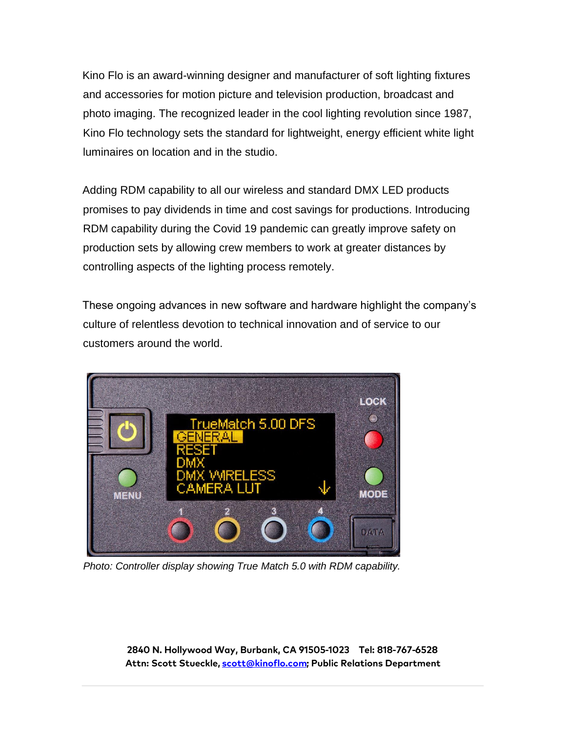Kino Flo is an award-winning designer and manufacturer of soft lighting fixtures and accessories for motion picture and television production, broadcast and photo imaging. The recognized leader in the cool lighting revolution since 1987, Kino Flo technology sets the standard for lightweight, energy efficient white light luminaires on location and in the studio.

Adding RDM capability to all our wireless and standard DMX LED products promises to pay dividends in time and cost savings for productions. Introducing RDM capability during the Covid 19 pandemic can greatly improve safety on production sets by allowing crew members to work at greater distances by controlling aspects of the lighting process remotely.

These ongoing advances in new software and hardware highlight the company's culture of relentless devotion to technical innovation and of service to our customers around the world.

*Photo: Controller display showing True Match 5.0 with RDM capability.*

**2840 N. Hollywood Way, Burbank, CA 91505-1023 Tel: 818-767-6528**
**Attn: Scott Stueckle, scott@kinoflo.com; Public Relations Department**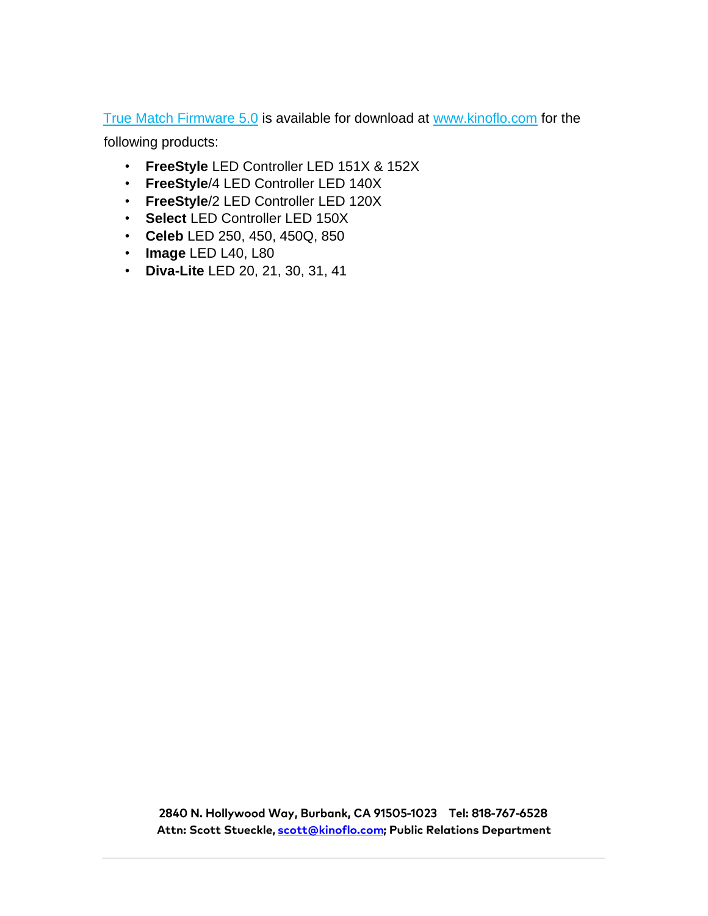True Match Firmware 5.0 is available for download at www.kinoflo.com for the following products:

- **FreeStyle** LED Controller LED 151X & 152X
- **FreeStyle**/4 LED Controller LED 140X
- **FreeStyle**/2 LED Controller LED 120X
- **Select** LED Controller LED 150X
- **Celeb** LED 250, 450, 450Q, 850
- **Image** LED L40, L80
- **Diva-Lite** LED 20, 21, 30, 31, 41